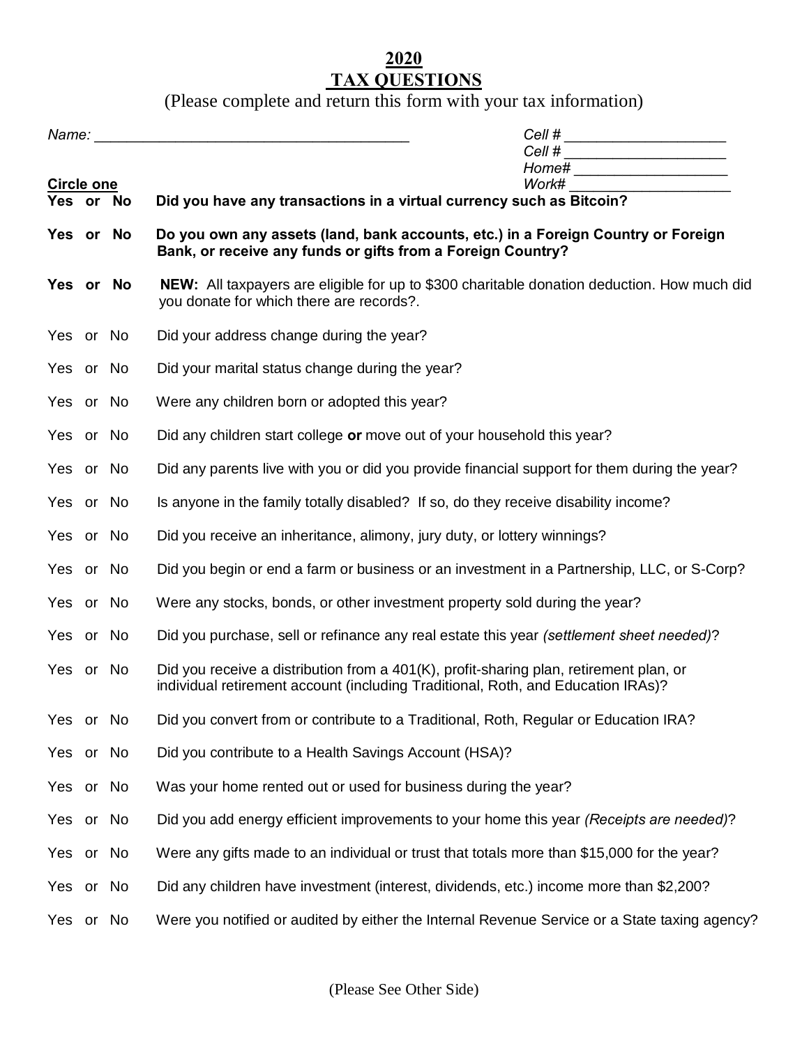# 2020
# TAX QUESTIONS

(Please complete and return this form with your tax information)

*Name:* ________________________________________

*Cell #* ____________________

*Cell #* ____________________

*Home#* ____________________

*Work#* ____________________

**Circle one**

| | |
|---|---|
| **Yes or No** | **Did you have any transactions in a virtual currency such as Bitcoin?** |
| **Yes or No** | **Do you own any assets (land, bank accounts, etc.) in a Foreign Country or Foreign Bank, or receive any funds or gifts from a Foreign Country?** |
| **Yes or No** | **NEW:** All taxpayers are eligible for up to $300 charitable donation deduction. How much did you donate for which there are records?. |
| Yes or No | Did your address change during the year? |
| Yes or No | Did your marital status change during the year? |
| Yes or No | Were any children born or adopted this year? |
| Yes or No | Did any children start college **or** move out of your household this year? |
| Yes or No | Did any parents live with you or did you provide financial support for them during the year? |
| Yes or No | Is anyone in the family totally disabled? If so, do they receive disability income? |
| Yes or No | Did you receive an inheritance, alimony, jury duty, or lottery winnings? |
| Yes or No | Did you begin or end a farm or business or an investment in a Partnership, LLC, or S-Corp? |
| Yes or No | Were any stocks, bonds, or other investment property sold during the year? |
| Yes or No | Did you purchase, sell or refinance any real estate this year *(settlement sheet needed)*? |
| Yes or No | Did you receive a distribution from a 401(K), profit-sharing plan, retirement plan, or individual retirement account (including Traditional, Roth, and Education IRAs)? |
| Yes or No | Did you convert from or contribute to a Traditional, Roth, Regular or Education IRA? |
| Yes or No | Did you contribute to a Health Savings Account (HSA)? |
| Yes or No | Was your home rented out or used for business during the year? |
| Yes or No | Did you add energy efficient improvements to your home this year *(Receipts are needed)*? |
| Yes or No | Were any gifts made to an individual or trust that totals more than $15,000 for the year? |
| Yes or No | Did any children have investment (interest, dividends, etc.) income more than $2,200? |
| Yes or No | Were you notified or audited by either the Internal Revenue Service or a State taxing agency? |

(Please See Other Side)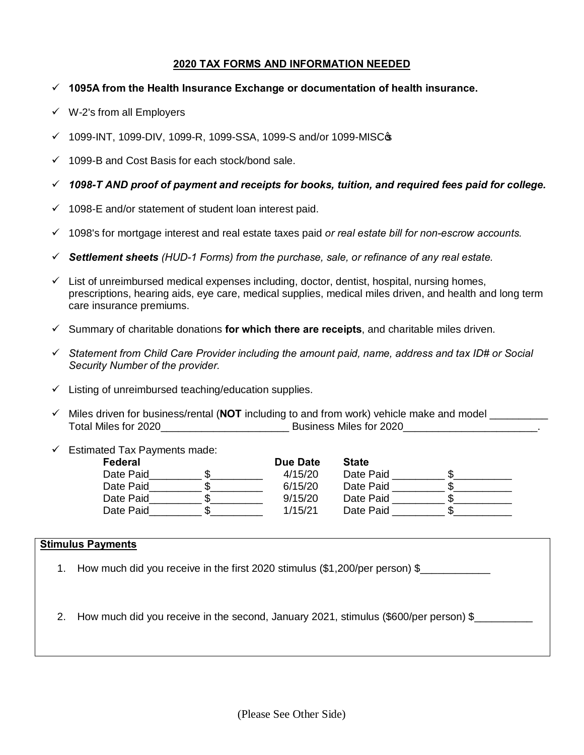**2020 TAX FORMS AND INFORMATION NEEDED**

- ✓ **1095A from the Health Insurance Exchange or documentation of health insurance.**
- ✓ W-2's from all Employers
- ✓ 1099-INT, 1099-DIV, 1099-R, 1099-SSA, 1099-S and/or 1099-MISC's
- ✓ 1099-B and Cost Basis for each stock/bond sale.
- ✓ ***1098-T AND proof of payment and receipts for books, tuition, and required fees paid for college.***
- ✓ 1098-E and/or statement of student loan interest paid.
- ✓ 1098's for mortgage interest and real estate taxes paid *or real estate bill for non-escrow accounts.*
- ✓ ***Settlement sheets*** *(HUD-1 Forms) from the purchase, sale, or refinance of any real estate.*
- ✓ List of unreimbursed medical expenses including, doctor, dentist, hospital, nursing homes, prescriptions, hearing aids, eye care, medical supplies, medical miles driven, and health and long term care insurance premiums.
- ✓ Summary of charitable donations **for which there are receipts**, and charitable miles driven.
- ✓ *Statement from Child Care Provider including the amount paid, name, address and tax ID# or Social Security Number of the provider.*
- ✓ Listing of unreimbursed teaching/education supplies.
- ✓ Miles driven for business/rental (**NOT** including to and from work) vehicle make and model __________ Total Miles for 2020______________________ Business Miles for 2020_______________________.
- ✓ Estimated Tax Payments made:

| **Federal** | | **Due Date** | **State** | |
|---|---|---|---|---|
| Date Paid_________ | $_________ | 4/15/20 | Date Paid _________ | $__________ |
| Date Paid_________ | $_________ | 6/15/20 | Date Paid _________ | $__________ |
| Date Paid_________ | $_________ | 9/15/20 | Date Paid _________ | $__________ |
| Date Paid_________ | $_________ | 1/15/21 | Date Paid _________ | $__________ |

**Stimulus Payments**

1. How much did you receive in the first 2020 stimulus ($1,200/per person) $____________
2. How much did you receive in the second, January 2021, stimulus ($600/per person) $__________

(Please See Other Side)